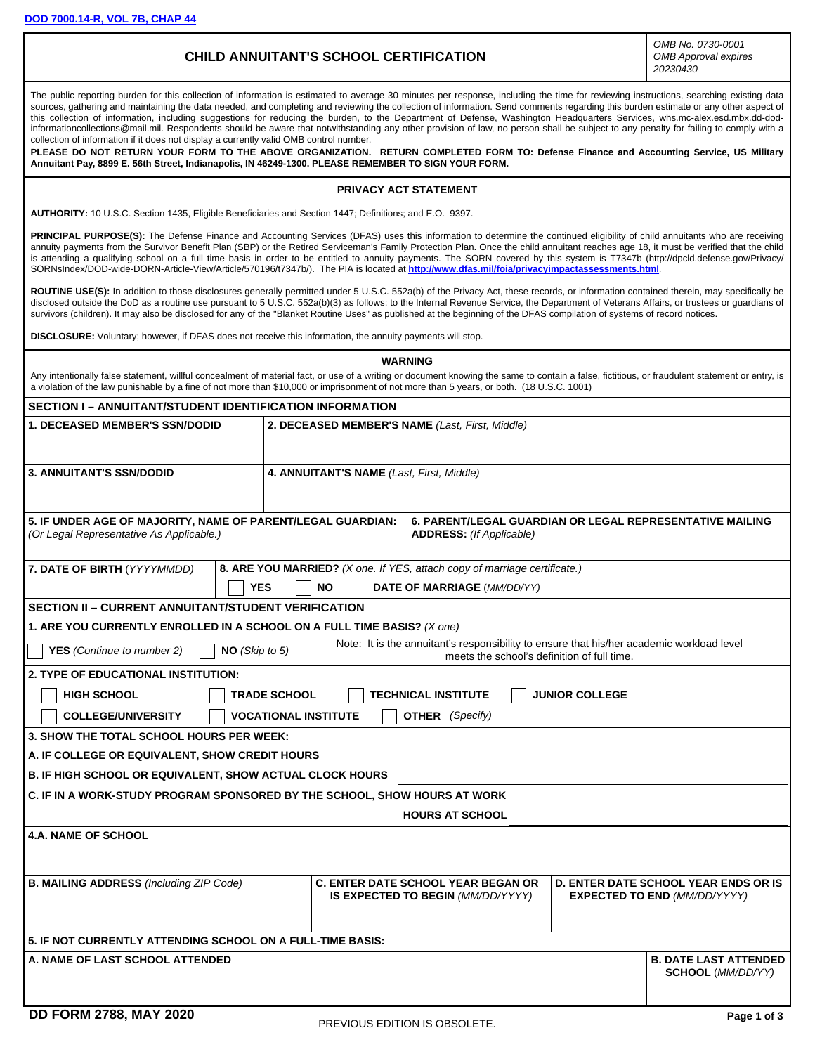DOD 7000.14-R, VOL 7B, CHAP 44

# CHILD ANNUITANT'S SCHOOL CERTIFICATION

*OMB No. 0730-0001*
*OMB Approval expires 20230430*

The public reporting burden for this collection of information is estimated to average 30 minutes per response, including the time for reviewing instructions, searching existing data sources, gathering and maintaining the data needed, and completing and reviewing the collection of information. Send comments regarding this burden estimate or any other aspect of this collection of information, including suggestions for reducing the burden, to the Department of Defense, Washington Headquarters Services, whs.mc-alex.esd.mbx.dd-dod-informationcollections@mail.mil. Respondents should be aware that notwithstanding any other provision of law, no person shall be subject to any penalty for failing to comply with a collection of information if it does not display a currently valid OMB control number.

**PLEASE DO NOT RETURN YOUR FORM TO THE ABOVE ORGANIZATION. RETURN COMPLETED FORM TO: Defense Finance and Accounting Service, US Military Annuitant Pay, 8899 E. 56th Street, Indianapolis, IN 46249-1300. PLEASE REMEMBER TO SIGN YOUR FORM.**

## PRIVACY ACT STATEMENT

**AUTHORITY:** 10 U.S.C. Section 1435, Eligible Beneficiaries and Section 1447; Definitions; and E.O. 9397.

**PRINCIPAL PURPOSE(S):** The Defense Finance and Accounting Services (DFAS) uses this information to determine the continued eligibility of child annuitants who are receiving annuity payments from the Survivor Benefit Plan (SBP) or the Retired Serviceman's Family Protection Plan. Once the child annuitant reaches age 18, it must be verified that the child is attending a qualifying school on a full time basis in order to be entitled to annuity payments. The SORN covered by this system is T7347b (http://dpcld.defense.gov/Privacy/SORNsIndex/DOD-wide-DORN-Article-View/Article/570196/t7347b/). The PIA is located at **http://www.dfas.mil/foia/privacyimpactassessments.html**.

**ROUTINE USE(S):** In addition to those disclosures generally permitted under 5 U.S.C. 552a(b) of the Privacy Act, these records, or information contained therein, may specifically be disclosed outside the DoD as a routine use pursuant to 5 U.S.C. 552a(b)(3) as follows: to the Internal Revenue Service, the Department of Veterans Affairs, or trustees or guardians of survivors (children). It may also be disclosed for any of the "Blanket Routine Uses" as published at the beginning of the DFAS compilation of systems of record notices.

**DISCLOSURE:** Voluntary; however, if DFAS does not receive this information, the annuity payments will stop.

## WARNING

Any intentionally false statement, willful concealment of material fact, or use of a writing or document knowing the same to contain a false, fictitious, or fraudulent statement or entry, is a violation of the law punishable by a fine of not more than $10,000 or imprisonment of not more than 5 years, or both. (18 U.S.C. 1001)

## SECTION I – ANNUITANT/STUDENT IDENTIFICATION INFORMATION

| **1. DECEASED MEMBER'S SSN/DODID** | **2. DECEASED MEMBER'S NAME** *(Last, First, Middle)* |
|---|---|
| **3. ANNUITANT'S SSN/DODID** | **4. ANNUITANT'S NAME** *(Last, First, Middle)* |
| **5. IF UNDER AGE OF MAJORITY, NAME OF PARENT/LEGAL GUARDIAN:** *(Or Legal Representative As Applicable.)* | **6. PARENT/LEGAL GUARDIAN OR LEGAL REPRESENTATIVE MAILING ADDRESS:** *(If Applicable)* |
| **7. DATE OF BIRTH** *(YYYYMMDD)* | **8. ARE YOU MARRIED?** *(X one. If YES, attach copy of marriage certificate.)* ☐ **YES** ☐ **NO** **DATE OF MARRIAGE** *(MM/DD/YY)* |

## SECTION II – CURRENT ANNUITANT/STUDENT VERIFICATION

**1. ARE YOU CURRENTLY ENROLLED IN A SCHOOL ON A FULL TIME BASIS?** *(X one)*

☐ **YES** *(Continue to number 2)* ☐ **NO** *(Skip to 5)*

Note: It is the annuitant's responsibility to ensure that his/her academic workload level meets the school's definition of full time.

**2. TYPE OF EDUCATIONAL INSTITUTION:**

☐ **HIGH SCHOOL** ☐ **TRADE SCHOOL** ☐ **TECHNICAL INSTITUTE** ☐ **JUNIOR COLLEGE**
☐ **COLLEGE/UNIVERSITY** ☐ **VOCATIONAL INSTITUTE** ☐ **OTHER** *(Specify)*

**3. SHOW THE TOTAL SCHOOL HOURS PER WEEK:**

**A. IF COLLEGE OR EQUIVALENT, SHOW CREDIT HOURS** ____________

**B. IF HIGH SCHOOL OR EQUIVALENT, SHOW ACTUAL CLOCK HOURS** ____________

**C. IF IN A WORK-STUDY PROGRAM SPONSORED BY THE SCHOOL, SHOW HOURS AT WORK** ____________

**HOURS AT SCHOOL** ____________

| **4.A. NAME OF SCHOOL** | | |
|---|---|---|
| **B. MAILING ADDRESS** *(Including ZIP Code)* | **C. ENTER DATE SCHOOL YEAR BEGAN OR IS EXPECTED TO BEGIN** *(MM/DD/YYYY)* | **D. ENTER DATE SCHOOL YEAR ENDS OR IS EXPECTED TO END** *(MM/DD/YYYY)* |

**5. IF NOT CURRENTLY ATTENDING SCHOOL ON A FULL-TIME BASIS:**

| **A. NAME OF LAST SCHOOL ATTENDED** | **B. DATE LAST ATTENDED SCHOOL** *(MM/DD/YY)* |
|---|---|
| | |

DD FORM 2788, MAY 2020 — PREVIOUS EDITION IS OBSOLETE.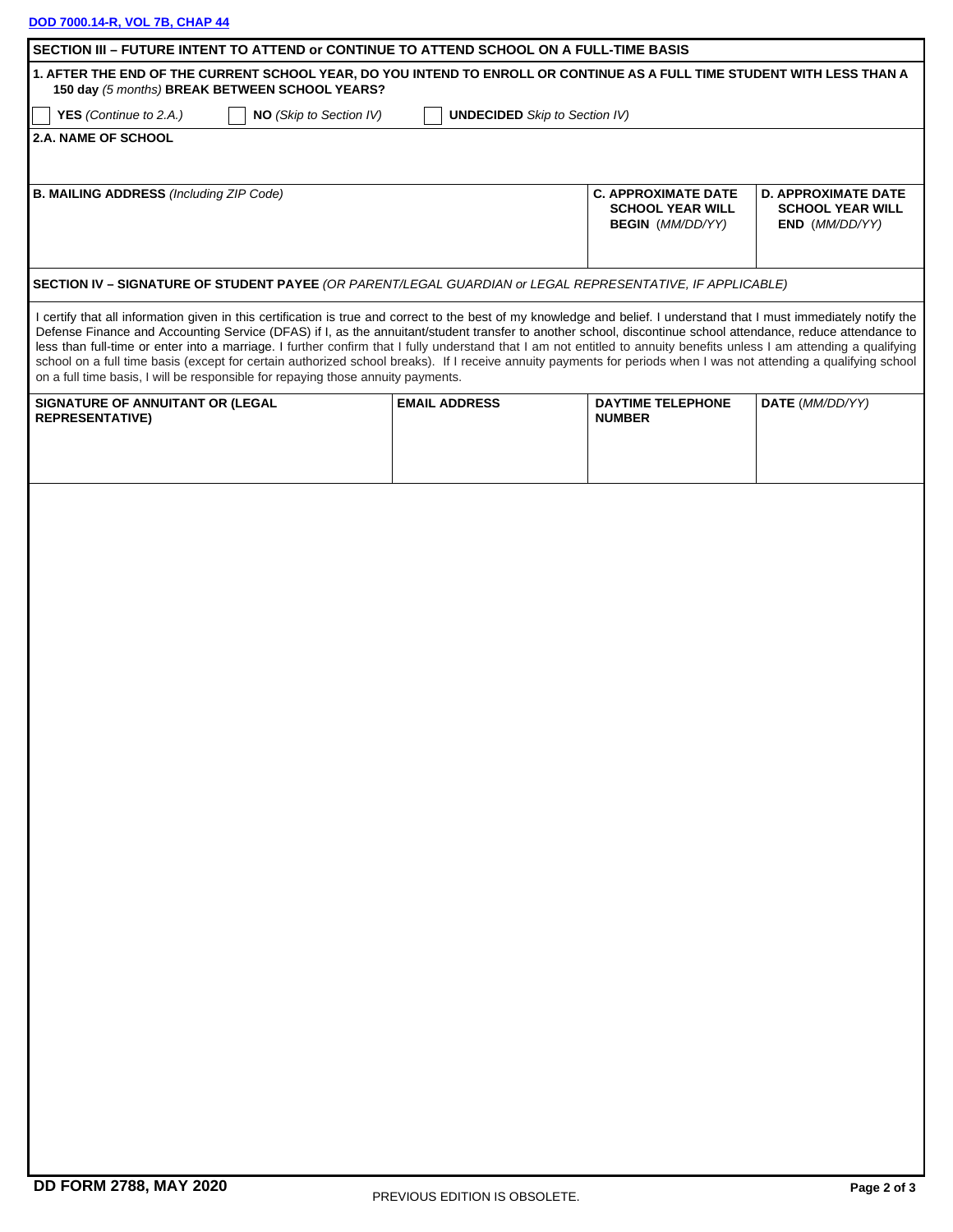## SECTION III – FUTURE INTENT TO ATTEND or CONTINUE TO ATTEND SCHOOL ON A FULL-TIME BASIS

**1. AFTER THE END OF THE CURRENT SCHOOL YEAR, DO YOU INTEND TO ENROLL OR CONTINUE AS A FULL TIME STUDENT WITH LESS THAN A 150 day** *(5 months)* **BREAK BETWEEN SCHOOL YEARS?**

☐ **YES** *(Continue to 2.A.)*   ☐ **NO** *(Skip to Section IV)*   ☐ **UNDECIDED** *Skip to Section IV)*

| **2.A. NAME OF SCHOOL** | | | |
|---|---|---|---|
| **B. MAILING ADDRESS** *(Including ZIP Code)* | | **C. APPROXIMATE DATE SCHOOL YEAR WILL BEGIN** *(MM/DD/YY)* | **D. APPROXIMATE DATE SCHOOL YEAR WILL END** *(MM/DD/YY)* |

## SECTION IV – SIGNATURE OF STUDENT PAYEE *(OR PARENT/LEGAL GUARDIAN or LEGAL REPRESENTATIVE, IF APPLICABLE)*

I certify that all information given in this certification is true and correct to the best of my knowledge and belief. I understand that I must immediately notify the Defense Finance and Accounting Service (DFAS) if I, as the annuitant/student transfer to another school, discontinue school attendance, reduce attendance to less than full-time or enter into a marriage. I further confirm that I fully understand that I am not entitled to annuity benefits unless I am attending a qualifying school on a full time basis (except for certain authorized school breaks). If I receive annuity payments for periods when I was not attending a qualifying school on a full time basis, I will be responsible for repaying those annuity payments.

| **SIGNATURE OF ANNUITANT OR (LEGAL REPRESENTATIVE)** | **EMAIL ADDRESS** | **DAYTIME TELEPHONE NUMBER** | **DATE** *(MM/DD/YY)* |
|---|---|---|---|
| | | | |

DD FORM 2788, MAY 2020

PREVIOUS EDITION IS OBSOLETE.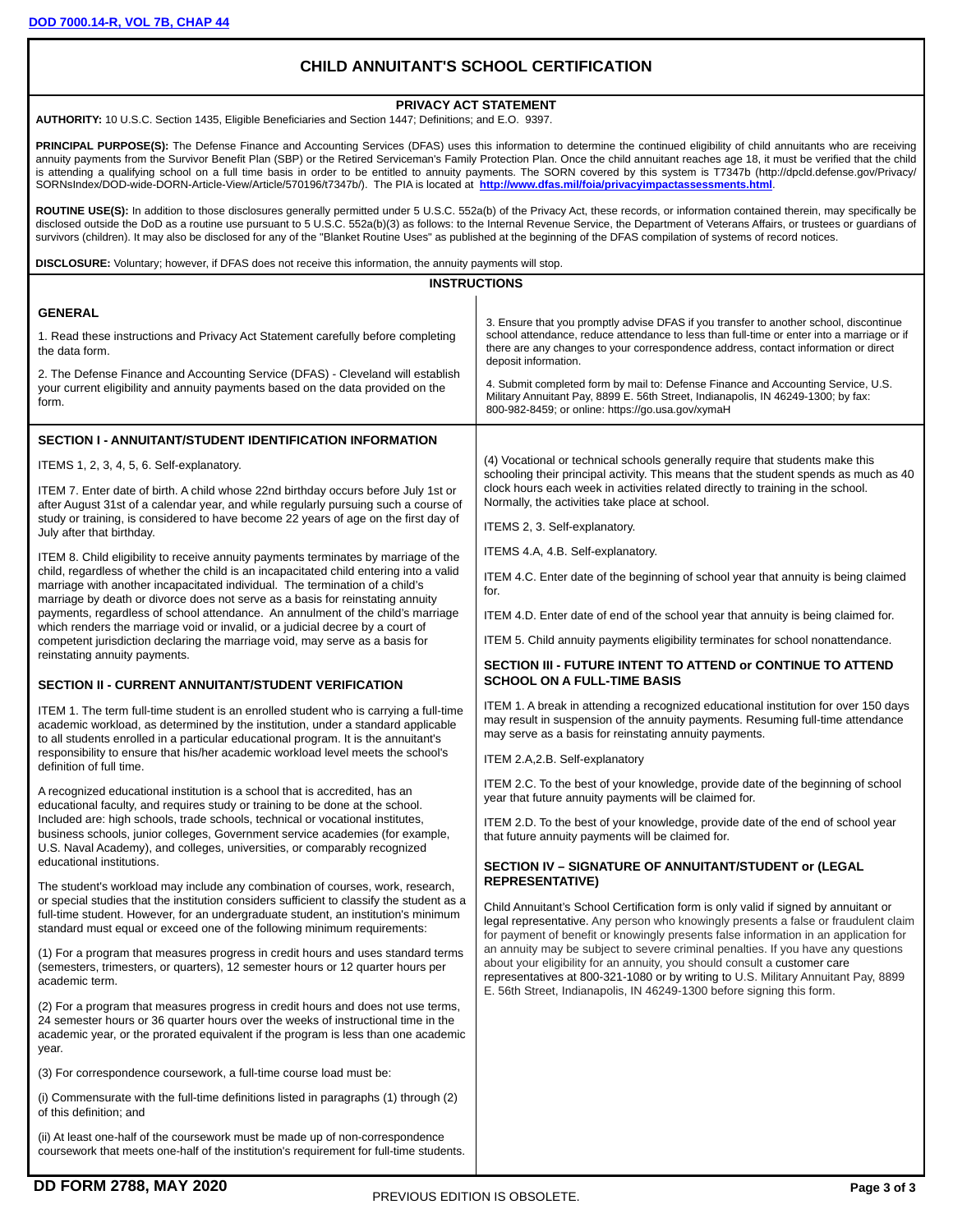DOD 7000.14-R, VOL 7B, CHAP 44

# CHILD ANNUITANT'S SCHOOL CERTIFICATION

## PRIVACY ACT STATEMENT

**AUTHORITY:** 10 U.S.C. Section 1435, Eligible Beneficiaries and Section 1447; Definitions; and E.O. 9397.

**PRINCIPAL PURPOSE(S):** The Defense Finance and Accounting Services (DFAS) uses this information to determine the continued eligibility of child annuitants who are receiving annuity payments from the Survivor Benefit Plan (SBP) or the Retired Serviceman's Family Protection Plan. Once the child annuitant reaches age 18, it must be verified that the child is attending a qualifying school on a full time basis in order to be entitled to annuity payments. The SORN covered by this system is T7347b (http://dpcld.defense.gov/Privacy/SORNsIndex/DOD-wide-DORN-Article-View/Article/570196/t7347b/). The PIA is located at **http://www.dfas.mil/foia/privacyimpactassessments.html**.

**ROUTINE USE(S):** In addition to those disclosures generally permitted under 5 U.S.C. 552a(b) of the Privacy Act, these records, or information contained therein, may specifically be disclosed outside the DoD as a routine use pursuant to 5 U.S.C. 552a(b)(3) as follows: to the Internal Revenue Service, the Department of Veterans Affairs, or trustees or guardians of survivors (children). It may also be disclosed for any of the "Blanket Routine Uses" as published at the beginning of the DFAS compilation of systems of record notices.

**DISCLOSURE:** Voluntary; however, if DFAS does not receive this information, the annuity payments will stop.

## INSTRUCTIONS

### GENERAL

1. Read these instructions and Privacy Act Statement carefully before completing the data form.

2. The Defense Finance and Accounting Service (DFAS) - Cleveland will establish your current eligibility and annuity payments based on the data provided on the form.

3. Ensure that you promptly advise DFAS if you transfer to another school, discontinue school attendance, reduce attendance to less than full-time or enter into a marriage or if there are any changes to your correspondence address, contact information or direct deposit information.

4. Submit completed form by mail to: Defense Finance and Accounting Service, U.S. Military Annuitant Pay, 8899 E. 56th Street, Indianapolis, IN 46249-1300; by fax: 800-982-8459; or online: https://go.usa.gov/xymaH

### SECTION I - ANNUITANT/STUDENT IDENTIFICATION INFORMATION

ITEMS 1, 2, 3, 4, 5, 6. Self-explanatory.

ITEM 7. Enter date of birth. A child whose 22nd birthday occurs before July 1st or after August 31st of a calendar year, and while regularly pursuing such a course of study or training, is considered to have become 22 years of age on the first day of July after that birthday.

ITEM 8. Child eligibility to receive annuity payments terminates by marriage of the child, regardless of whether the child is an incapacitated child entering into a valid marriage with another incapacitated individual. The termination of a child's marriage by death or divorce does not serve as a basis for reinstating annuity payments, regardless of school attendance. An annulment of the child's marriage which renders the marriage void or invalid, or a judicial decree by a court of competent jurisdiction declaring the marriage void, may serve as a basis for reinstating annuity payments.

### SECTION II - CURRENT ANNUITANT/STUDENT VERIFICATION

ITEM 1. The term full-time student is an enrolled student who is carrying a full-time academic workload, as determined by the institution, under a standard applicable to all students enrolled in a particular educational program. It is the annuitant's responsibility to ensure that his/her academic workload level meets the school's definition of full time.

A recognized educational institution is a school that is accredited, has an educational faculty, and requires study or training to be done at the school. Included are: high schools, trade schools, technical or vocational institutes, business schools, junior colleges, Government service academies (for example, U.S. Naval Academy), and colleges, universities, or comparably recognized educational institutions.

The student's workload may include any combination of courses, work, research, or special studies that the institution considers sufficient to classify the student as a full-time student. However, for an undergraduate student, an institution's minimum standard must equal or exceed one of the following minimum requirements:

(1) For a program that measures progress in credit hours and uses standard terms (semesters, trimesters, or quarters), 12 semester hours or 12 quarter hours per academic term.

(2) For a program that measures progress in credit hours and does not use terms, 24 semester hours or 36 quarter hours over the weeks of instructional time in the academic year, or the prorated equivalent if the program is less than one academic year.

(3) For correspondence coursework, a full-time course load must be:

(i) Commensurate with the full-time definitions listed in paragraphs (1) through (2) of this definition; and

(ii) At least one-half of the coursework must be made up of non-correspondence coursework that meets one-half of the institution's requirement for full-time students.

(4) Vocational or technical schools generally require that students make this schooling their principal activity. This means that the student spends as much as 40 clock hours each week in activities related directly to training in the school. Normally, the activities take place at school.

ITEMS 2, 3. Self-explanatory.

ITEMS 4.A, 4.B. Self-explanatory.

ITEM 4.C. Enter date of the beginning of school year that annuity is being claimed for.

ITEM 4.D. Enter date of end of the school year that annuity is being claimed for.

ITEM 5. Child annuity payments eligibility terminates for school nonattendance.

### SECTION III - FUTURE INTENT TO ATTEND or CONTINUE TO ATTEND SCHOOL ON A FULL-TIME BASIS

ITEM 1. A break in attending a recognized educational institution for over 150 days may result in suspension of the annuity payments. Resuming full-time attendance may serve as a basis for reinstating annuity payments.

ITEM 2.A,2.B. Self-explanatory

ITEM 2.C. To the best of your knowledge, provide date of the beginning of school year that future annuity payments will be claimed for.

ITEM 2.D. To the best of your knowledge, provide date of the end of school year that future annuity payments will be claimed for.

### SECTION IV – SIGNATURE OF ANNUITANT/STUDENT or (LEGAL REPRESENTATIVE)

Child Annuitant's School Certification form is only valid if signed by annuitant or legal representative. Any person who knowingly presents a false or fraudulent claim for payment of benefit or knowingly presents false information in an application for an annuity may be subject to severe criminal penalties. If you have any questions about your eligibility for an annuity, you should consult a customer care representatives at 800-321-1080 or by writing to U.S. Military Annuitant Pay, 8899 E. 56th Street, Indianapolis, IN 46249-1300 before signing this form.

**DD FORM 2788, MAY 2020** PREVIOUS EDITION IS OBSOLETE.